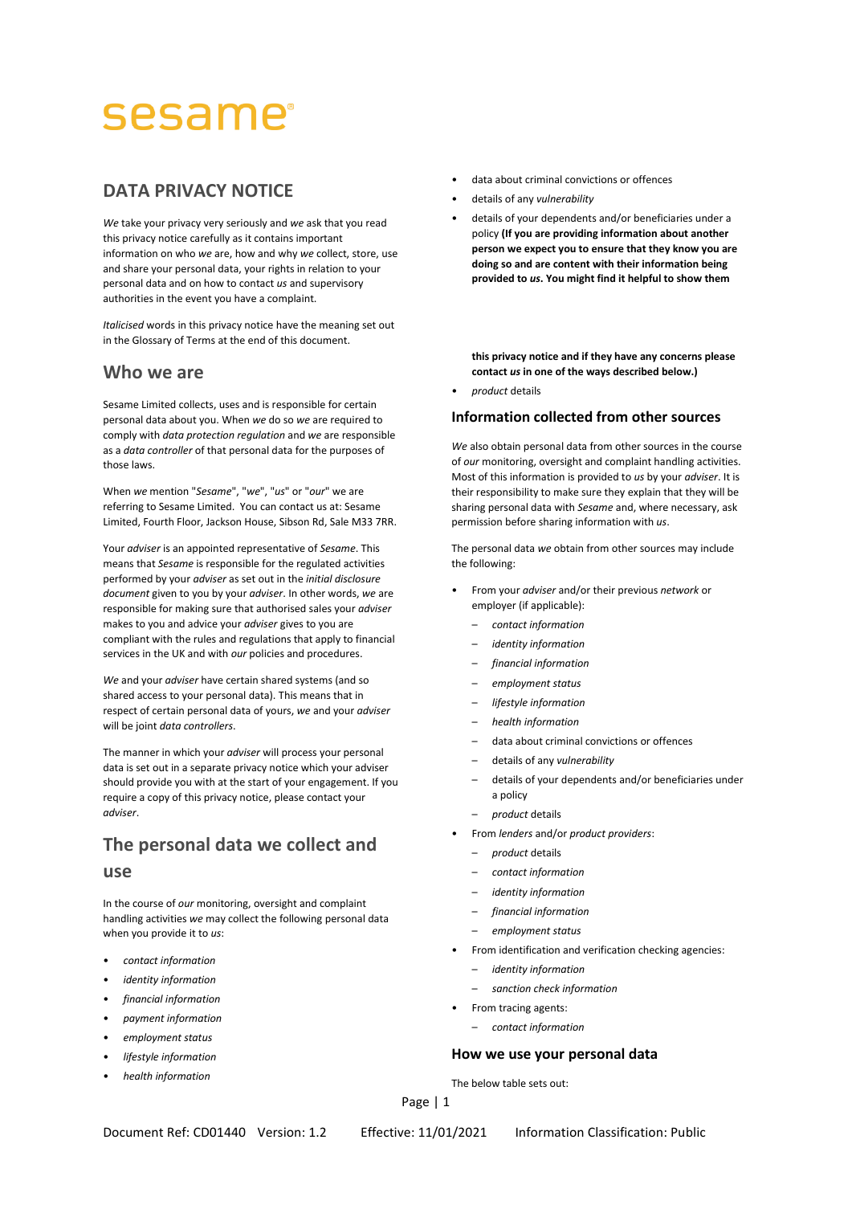sesame®

# DATA PRIVACY NOTICE

*We* take your privacy very seriously and *we* ask that you read this privacy notice carefully as it contains important information on who *we* are, how and why *we* collect, store, use and share your personal data, your rights in relation to your personal data and on how to contact *us* and supervisory authorities in the event you have a complaint.

*Italicised* words in this privacy notice have the meaning set out in the Glossary of Terms at the end of this document.

## Who we are

Sesame Limited collects, uses and is responsible for certain personal data about you. When *we* do so *we* are required to comply with *data protection regulation* and *we* are responsible as a *data controller* of that personal data for the purposes of those laws.

When *we* mention "*Sesame*", "*we*", "*us*" or "*our*" we are referring to Sesame Limited. You can contact us at: Sesame Limited, Fourth Floor, Jackson House, Sibson Rd, Sale M33 7RR.

Your *adviser* is an appointed representative of *Sesame*. This means that *Sesame* is responsible for the regulated activities performed by your *adviser* as set out in the *initial disclosure document* given to you by your *adviser*. In other words, *we* are responsible for making sure that authorised sales your *adviser* makes to you and advice your *adviser* gives to you are compliant with the rules and regulations that apply to financial services in the UK and with *our* policies and procedures.

*We* and your *adviser* have certain shared systems (and so shared access to your personal data). This means that in respect of certain personal data of yours, *we* and your *adviser* will be joint *data controllers*.

The manner in which your *adviser* will process your personal data is set out in a separate privacy notice which your adviser should provide you with at the start of your engagement. If you require a copy of this privacy notice, please contact your *adviser*.

## The personal data we collect and use

In the course of *our* monitoring, oversight and complaint handling activities *we* may collect the following personal data when you provide it to *us*:

- *contact information*
- *identity information*
- *financial information*
- *payment information*
- *employment status*
- *lifestyle information*
- *health information*
- data about criminal convictions or offences
- details of any *vulnerability*
- details of your dependents and/or beneficiaries under a policy **(If you are providing information about another person we expect you to ensure that they know you are doing so and are content with their information being provided to *us*. You might find it helpful to show them this privacy notice and if they have any concerns please contact *us* in one of the ways described below.)**
- *product* details

### Information collected from other sources

*We* also obtain personal data from other sources in the course of *our* monitoring, oversight and complaint handling activities. Most of this information is provided to *us* by your *adviser*. It is their responsibility to make sure they explain that they will be sharing personal data with *Sesame* and, where necessary, ask permission before sharing information with *us*.

The personal data *we* obtain from other sources may include the following:

- From your *adviser* and/or their previous *network* or employer (if applicable):
  - *contact information*
  - *identity information*
  - *financial information*
  - *employment status*
  - *lifestyle information*
  - *health information*
  - data about criminal convictions or offences
  - details of any *vulnerability*
  - details of your dependents and/or beneficiaries under a policy
  - *product* details
- From *lenders* and/or *product providers*:
  - *product* details
  - *contact information*
  - *identity information*
  - *financial information*
  - *employment status*
- From identification and verification checking agencies:
  - *identity information*
  - *sanction check information*
- From tracing agents:
  - *contact information*

### How we use your personal data

The below table sets out: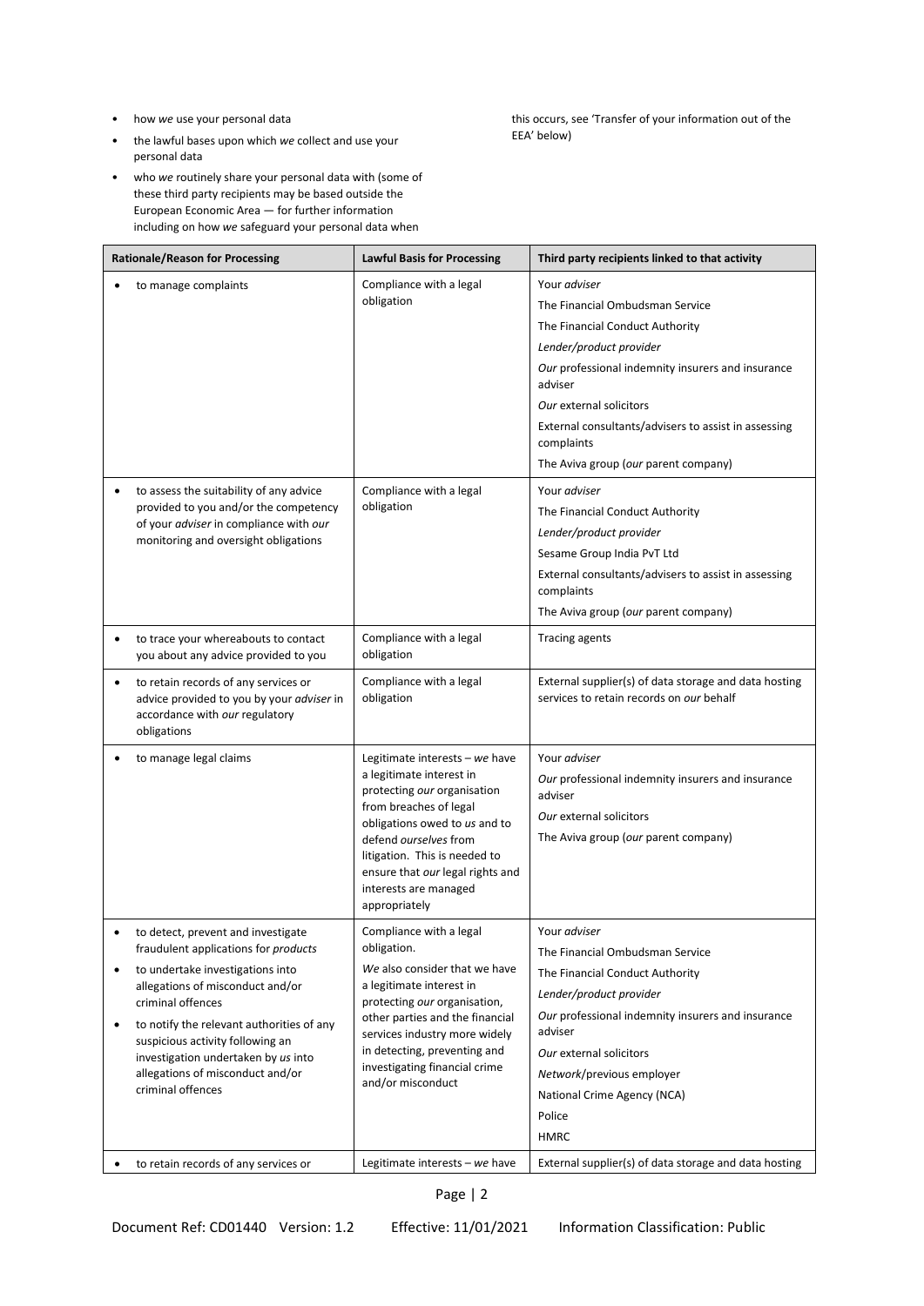- how *we* use your personal data
- the lawful bases upon which *we* collect and use your personal data
- who *we* routinely share your personal data with (some of these third party recipients may be based outside the European Economic Area — for further information including on how *we* safeguard your personal data when this occurs, see 'Transfer of your information out of the EEA' below)

| Rationale/Reason for Processing | Lawful Basis for Processing | Third party recipients linked to that activity |
|---|---|---|
| • to manage complaints | Compliance with a legal obligation | Your *adviser*<br>The Financial Ombudsman Service<br>The Financial Conduct Authority<br>*Lender/product provider*<br>*Our* professional indemnity insurers and insurance adviser<br>*Our* external solicitors<br>External consultants/advisers to assist in assessing complaints<br>The Aviva group (*our* parent company) |
| • to assess the suitability of any advice provided to you and/or the competency of your *adviser* in compliance with *our* monitoring and oversight obligations | Compliance with a legal obligation | Your *adviser*<br>The Financial Conduct Authority<br>*Lender/product provider*<br>Sesame Group India PvT Ltd<br>External consultants/advisers to assist in assessing complaints<br>The Aviva group (*our* parent company) |
| • to trace your whereabouts to contact you about any advice provided to you | Compliance with a legal obligation | Tracing agents |
| • to retain records of any services or advice provided to you by your *adviser* in accordance with *our* regulatory obligations | Compliance with a legal obligation | External supplier(s) of data storage and data hosting services to retain records on *our* behalf |
| • to manage legal claims | Legitimate interests – *we* have a legitimate interest in protecting *our* organisation from breaches of legal obligations owed to *us* and to defend *ourselves* from litigation. This is needed to ensure that *our* legal rights and interests are managed appropriately | Your *adviser*<br>*Our* professional indemnity insurers and insurance adviser<br>*Our* external solicitors<br>The Aviva group (*our* parent company) |
| • to detect, prevent and investigate fraudulent applications for *products*<br>• to undertake investigations into allegations of misconduct and/or criminal offences<br>• to notify the relevant authorities of any suspicious activity following an investigation undertaken by *us* into allegations of misconduct and/or criminal offences | Compliance with a legal obligation.<br>*We* also consider that we have a legitimate interest in protecting *our* organisation, other parties and the financial services industry more widely in detecting, preventing and investigating financial crime and/or misconduct | Your *adviser*<br>The Financial Ombudsman Service<br>The Financial Conduct Authority<br>*Lender/product provider*<br>*Our* professional indemnity insurers and insurance adviser<br>*Our* external solicitors<br>*Network*/previous employer<br>National Crime Agency (NCA)<br>Police<br>HMRC |
| • to retain records of any services or | Legitimate interests – *we* have | External supplier(s) of data storage and data hosting |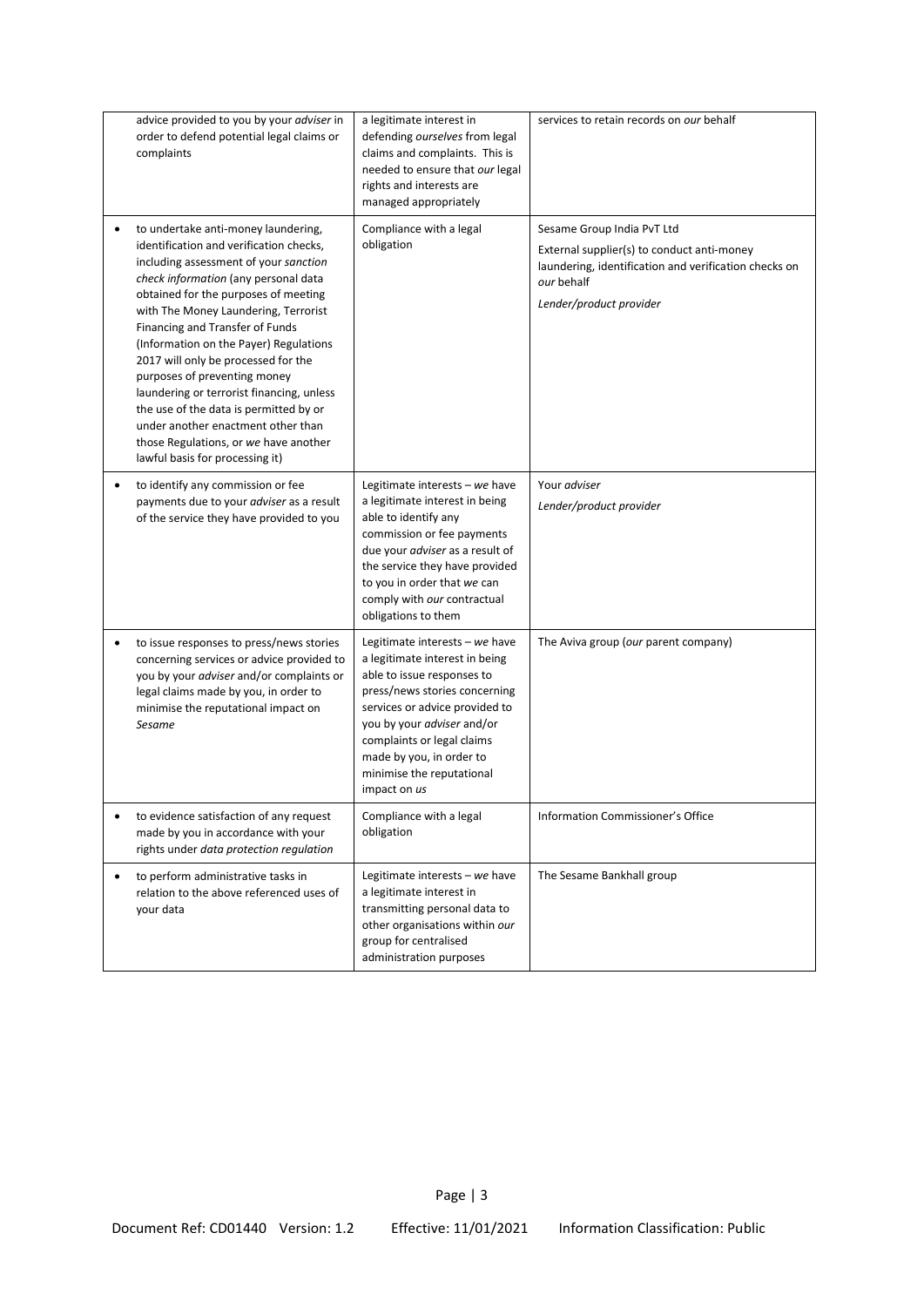| | | |
|---|---|---|
| advice provided to you by your *adviser* in order to defend potential legal claims or complaints | a legitimate interest in defending *ourselves* from legal claims and complaints. This is needed to ensure that *our* legal rights and interests are managed appropriately | services to retain records on *our* behalf |
| • to undertake anti-money laundering, identification and verification checks, including assessment of your *sanction check information* (any personal data obtained for the purposes of meeting with The Money Laundering, Terrorist Financing and Transfer of Funds (Information on the Payer) Regulations 2017 will only be processed for the purposes of preventing money laundering or terrorist financing, unless the use of the data is permitted by or under another enactment other than those Regulations, or *we* have another lawful basis for processing it) | Compliance with a legal obligation | Sesame Group India PvT Ltd<br><br>External supplier(s) to conduct anti-money laundering, identification and verification checks on *our* behalf<br><br>*Lender/product provider* |
| • to identify any commission or fee payments due to your *adviser* as a result of the service they have provided to you | Legitimate interests – *we* have a legitimate interest in being able to identify any commission or fee payments due your *adviser* as a result of the service they have provided to you in order that *we* can comply with *our* contractual obligations to them | Your *adviser*<br><br>*Lender/product provider* |
| • to issue responses to press/news stories concerning services or advice provided to you by your *adviser* and/or complaints or legal claims made by you, in order to minimise the reputational impact on *Sesame* | Legitimate interests – *we* have a legitimate interest in being able to issue responses to press/news stories concerning services or advice provided to you by your *adviser* and/or complaints or legal claims made by you, in order to minimise the reputational impact on *us* | The Aviva group (*our* parent company) |
| • to evidence satisfaction of any request made by you in accordance with your rights under *data protection regulation* | Compliance with a legal obligation | Information Commissioner's Office |
| • to perform administrative tasks in relation to the above referenced uses of your data | Legitimate interests – *we* have a legitimate interest in transmitting personal data to other organisations within *our* group for centralised administration purposes | The Sesame Bankhall group |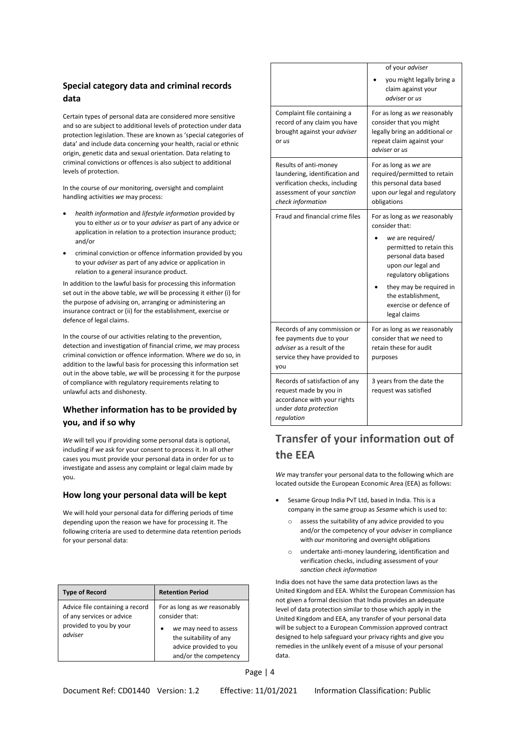### Special category data and criminal records data

Certain types of personal data are considered more sensitive and so are subject to additional levels of protection under data protection legislation. These are known as 'special categories of data' and include data concerning your health, racial or ethnic origin, genetic data and sexual orientation. Data relating to criminal convictions or offences is also subject to additional levels of protection.

In the course of *our* monitoring, oversight and complaint handling activities *we* may process:

- *health information* and *lifestyle information* provided by you to either *us* or to your *adviser* as part of any advice or application in relation to a protection insurance product; and/or
- criminal conviction or offence information provided by you to your *adviser* as part of any advice or application in relation to a general insurance product.

In addition to the lawful basis for processing this information set out in the above table, *we* will be processing it either (i) for the purpose of advising on, arranging or administering an insurance contract or (ii) for the establishment, exercise or defence of legal claims.

In the course of our activities relating to the prevention, detection and investigation of financial crime, *we* may process criminal conviction or offence information. Where *we* do so, in addition to the lawful basis for processing this information set out in the above table, *we* will be processing it for the purpose of compliance with regulatory requirements relating to unlawful acts and dishonesty.

### Whether information has to be provided by you, and if so why

*We* will tell you if providing some personal data is optional, including if *we* ask for your consent to process it. In all other cases you must provide your personal data in order for *us* to investigate and assess any complaint or legal claim made by you.

### How long your personal data will be kept

We will hold your personal data for differing periods of time depending upon the reason we have for processing it. The following criteria are used to determine data retention periods for your personal data:

| Type of Record | Retention Period |
|---|---|
| Advice file containing a record of any services or advice provided to you by your *adviser* | For as long as *we* reasonably consider that: • *we* may need to assess the suitability of any advice provided to you and/or the competency of your *adviser* • you might legally bring a claim against your *adviser* or *us* |
| Complaint file containing a record of any claim you have brought against your *adviser* or *us* | For as long as *we* reasonably consider that you might legally bring an additional or repeat claim against your *adviser* or *us* |
| Results of anti-money laundering, identification and verification checks, including assessment of your *sanction check information* | For as long as *we* are required/permitted to retain this personal data based upon *our* legal and regulatory obligations |
| Fraud and financial crime files | For as long as *we* reasonably consider that: • *we* are required/ permitted to retain this personal data based upon *our* legal and regulatory obligations • they may be required in the establishment, exercise or defence of legal claims |
| Records of any commission or fee payments due to your *adviser* as a result of the service they have provided to you | For as long as *we* reasonably consider that *we* need to retain these for audit purposes |
| Records of satisfaction of any request made by you in accordance with your rights under *data protection regulation* | 3 years from the date the request was satisfied |

## Transfer of your information out of the EEA

*We* may transfer your personal data to the following which are located outside the European Economic Area (EEA) as follows:

- Sesame Group India PvT Ltd, based in India. This is a company in the same group as *Sesame* which is used to:
  - assess the suitability of any advice provided to you and/or the competency of your *adviser* in compliance with *our* monitoring and oversight obligations
  - undertake anti-money laundering, identification and verification checks, including assessment of your *sanction check information*

India does not have the same data protection laws as the United Kingdom and EEA. Whilst the European Commission has not given a formal decision that India provides an adequate level of data protection similar to those which apply in the United Kingdom and EEA, any transfer of your personal data will be subject to a European Commission approved contract designed to help safeguard your privacy rights and give you remedies in the unlikely event of a misuse of your personal data.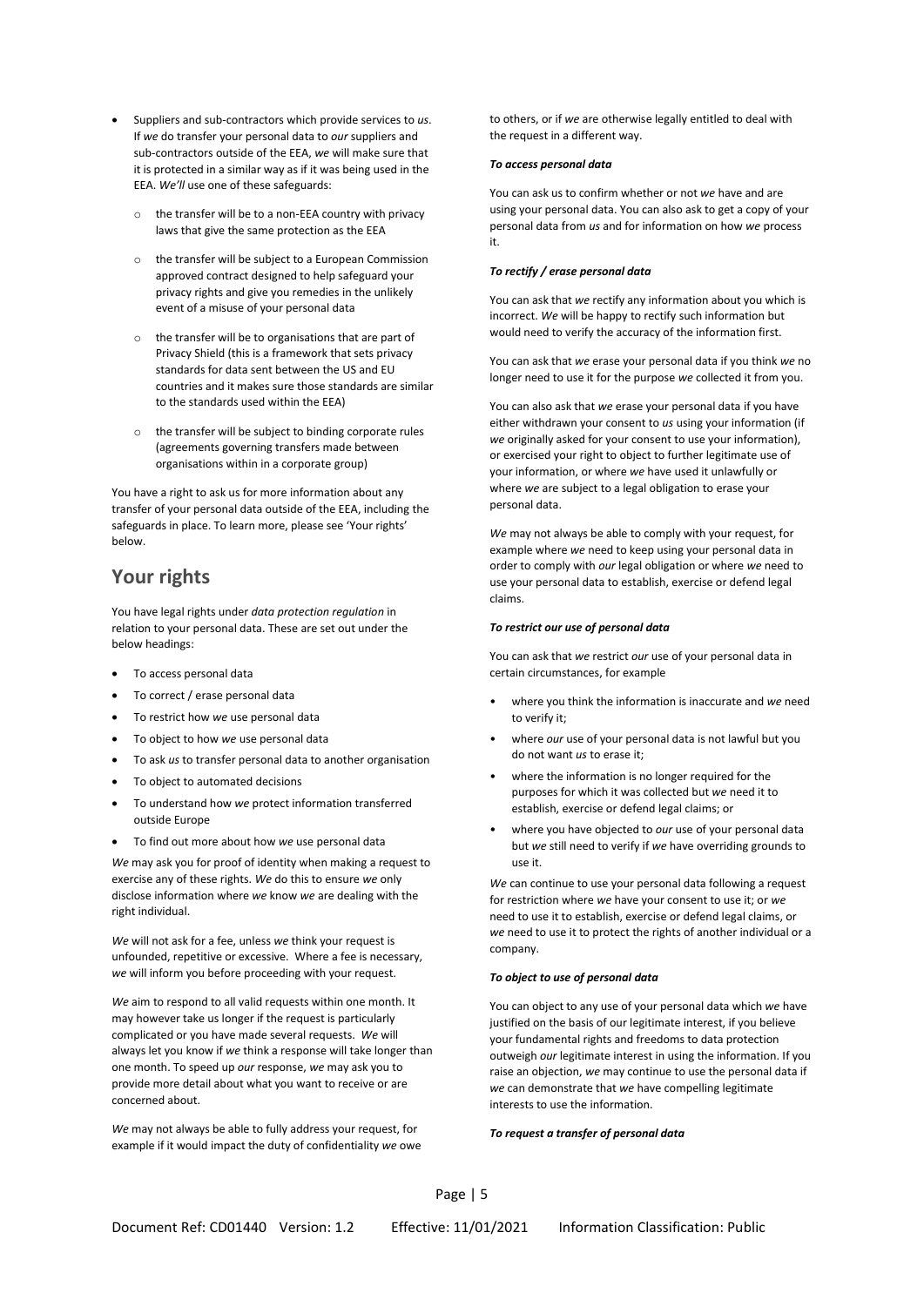- Suppliers and sub-contractors which provide services to *us*. If *we* do transfer your personal data to *our* suppliers and sub-contractors outside of the EEA, *we* will make sure that it is protected in a similar way as if it was being used in the EEA. *We'll* use one of these safeguards:
    - the transfer will be to a non-EEA country with privacy laws that give the same protection as the EEA
    - the transfer will be subject to a European Commission approved contract designed to help safeguard your privacy rights and give you remedies in the unlikely event of a misuse of your personal data
    - the transfer will be to organisations that are part of Privacy Shield (this is a framework that sets privacy standards for data sent between the US and EU countries and it makes sure those standards are similar to the standards used within the EEA)
    - the transfer will be subject to binding corporate rules (agreements governing transfers made between organisations within in a corporate group)

You have a right to ask us for more information about any transfer of your personal data outside of the EEA, including the safeguards in place. To learn more, please see 'Your rights' below.

## Your rights

You have legal rights under *data protection regulation* in relation to your personal data. These are set out under the below headings:

- To access personal data
- To correct / erase personal data
- To restrict how *we* use personal data
- To object to how *we* use personal data
- To ask *us* to transfer personal data to another organisation
- To object to automated decisions
- To understand how *we* protect information transferred outside Europe
- To find out more about how *we* use personal data

*We* may ask you for proof of identity when making a request to exercise any of these rights. *We* do this to ensure *we* only disclose information where *we* know *we* are dealing with the right individual.

*We* will not ask for a fee, unless *we* think your request is unfounded, repetitive or excessive. Where a fee is necessary, *we* will inform you before proceeding with your request.

*We* aim to respond to all valid requests within one month. It may however take us longer if the request is particularly complicated or you have made several requests. *We* will always let you know if *we* think a response will take longer than one month. To speed up *our* response, *we* may ask you to provide more detail about what you want to receive or are concerned about.

*We* may not always be able to fully address your request, for example if it would impact the duty of confidentiality *we* owe to others, or if *we* are otherwise legally entitled to deal with the request in a different way.

***To access personal data***

You can ask us to confirm whether or not *we* have and are using your personal data. You can also ask to get a copy of your personal data from *us* and for information on how *we* process it.

***To rectify / erase personal data***

You can ask that *we* rectify any information about you which is incorrect. *We* will be happy to rectify such information but would need to verify the accuracy of the information first.

You can ask that *we* erase your personal data if you think *we* no longer need to use it for the purpose *we* collected it from you.

You can also ask that *we* erase your personal data if you have either withdrawn your consent to *us* using your information (if *we* originally asked for your consent to use your information), or exercised your right to object to further legitimate use of your information, or where *we* have used it unlawfully or where *we* are subject to a legal obligation to erase your personal data.

*We* may not always be able to comply with your request, for example where *we* need to keep using your personal data in order to comply with *our* legal obligation or where *we* need to use your personal data to establish, exercise or defend legal claims.

***To restrict our use of personal data***

You can ask that *we* restrict *our* use of your personal data in certain circumstances, for example

- where you think the information is inaccurate and *we* need to verify it;
- where *our* use of your personal data is not lawful but you do not want *us* to erase it;
- where the information is no longer required for the purposes for which it was collected but *we* need it to establish, exercise or defend legal claims; or
- where you have objected to *our* use of your personal data but *we* still need to verify if *we* have overriding grounds to use it.

*We* can continue to use your personal data following a request for restriction where *we* have your consent to use it; or *we* need to use it to establish, exercise or defend legal claims, or *we* need to use it to protect the rights of another individual or a company.

***To object to use of personal data***

You can object to any use of your personal data which *we* have justified on the basis of our legitimate interest, if you believe your fundamental rights and freedoms to data protection outweigh *our* legitimate interest in using the information. If you raise an objection, *we* may continue to use the personal data if *we* can demonstrate that *we* have compelling legitimate interests to use the information.

***To request a transfer of personal data***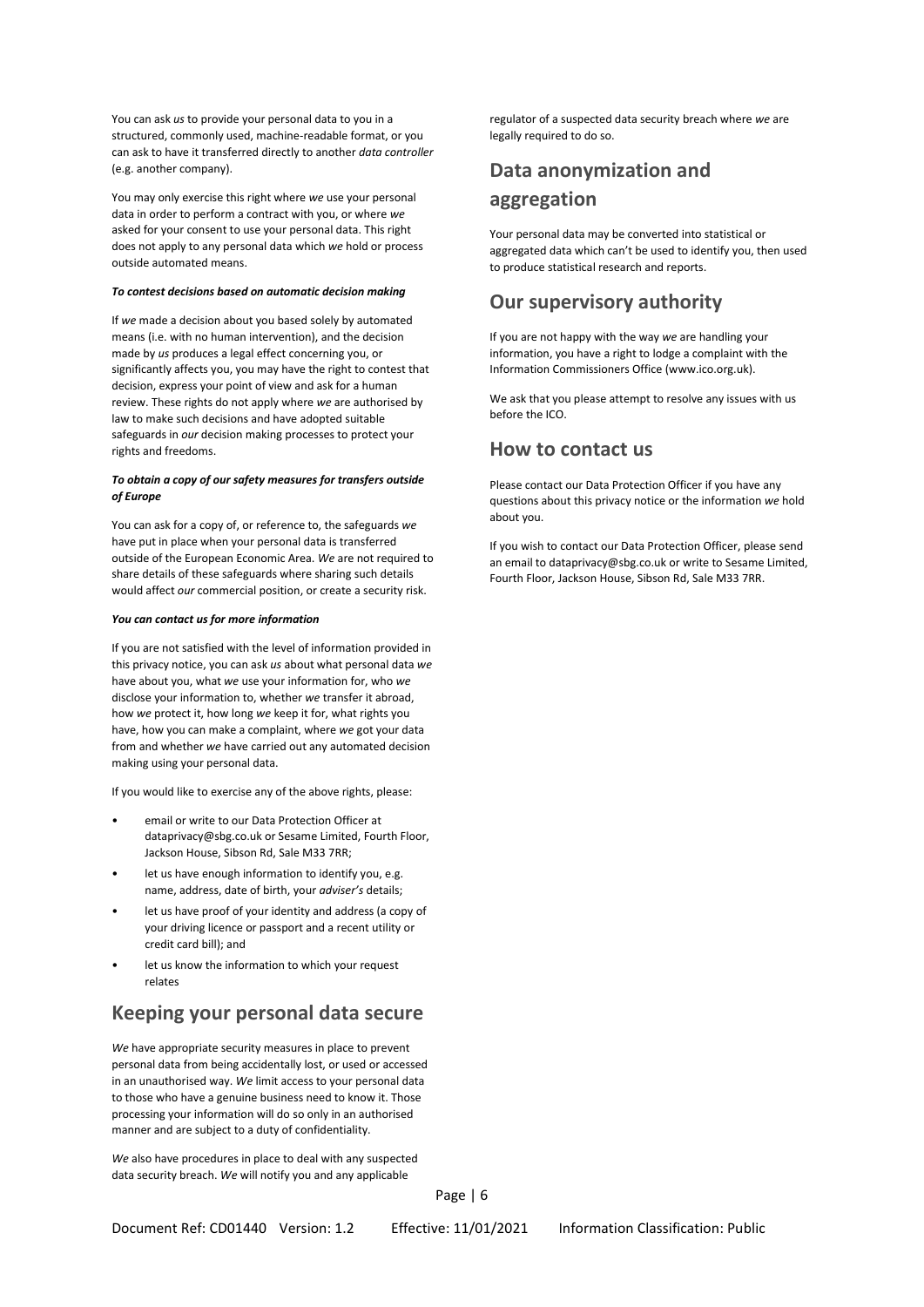You can ask *us* to provide your personal data to you in a structured, commonly used, machine-readable format, or you can ask to have it transferred directly to another *data controller* (e.g. another company).

You may only exercise this right where *we* use your personal data in order to perform a contract with you, or where *we* asked for your consent to use your personal data. This right does not apply to any personal data which *we* hold or process outside automated means.

***To contest decisions based on automatic decision making***

If *we* made a decision about you based solely by automated means (i.e. with no human intervention), and the decision made by *us* produces a legal effect concerning you, or significantly affects you, you may have the right to contest that decision, express your point of view and ask for a human review. These rights do not apply where *we* are authorised by law to make such decisions and have adopted suitable safeguards in *our* decision making processes to protect your rights and freedoms.

***To obtain a copy of our safety measures for transfers outside of Europe***

You can ask for a copy of, or reference to, the safeguards *we* have put in place when your personal data is transferred outside of the European Economic Area. *We* are not required to share details of these safeguards where sharing such details would affect *our* commercial position, or create a security risk.

***You can contact us for more information***

If you are not satisfied with the level of information provided in this privacy notice, you can ask *us* about what personal data *we* have about you, what *we* use your information for, who *we* disclose your information to, whether *we* transfer it abroad, how *we* protect it, how long *we* keep it for, what rights you have, how you can make a complaint, where *we* got your data from and whether *we* have carried out any automated decision making using your personal data.

If you would like to exercise any of the above rights, please:

- email or write to our Data Protection Officer at dataprivacy@sbg.co.uk or Sesame Limited, Fourth Floor, Jackson House, Sibson Rd, Sale M33 7RR;
- let us have enough information to identify you, e.g. name, address, date of birth, your *adviser's* details;
- let us have proof of your identity and address (a copy of your driving licence or passport and a recent utility or credit card bill); and
- let us know the information to which your request relates

## Keeping your personal data secure

*We* have appropriate security measures in place to prevent personal data from being accidentally lost, or used or accessed in an unauthorised way. *We* limit access to your personal data to those who have a genuine business need to know it. Those processing your information will do so only in an authorised manner and are subject to a duty of confidentiality.

*We* also have procedures in place to deal with any suspected data security breach. *We* will notify you and any applicable regulator of a suspected data security breach where *we* are legally required to do so.

## Data anonymization and aggregation

Your personal data may be converted into statistical or aggregated data which can't be used to identify you, then used to produce statistical research and reports.

## Our supervisory authority

If you are not happy with the way *we* are handling your information, you have a right to lodge a complaint with the Information Commissioners Office (www.ico.org.uk).

We ask that you please attempt to resolve any issues with us before the ICO.

## How to contact us

Please contact our Data Protection Officer if you have any questions about this privacy notice or the information *we* hold about you.

If you wish to contact our Data Protection Officer, please send an email to dataprivacy@sbg.co.uk or write to Sesame Limited, Fourth Floor, Jackson House, Sibson Rd, Sale M33 7RR.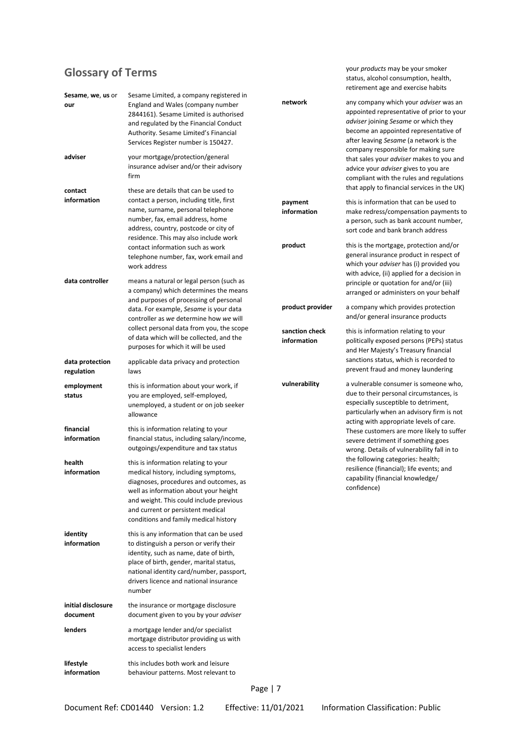## Glossary of Terms

**Sesame**, **we**, **us** or **our** — Sesame Limited, a company registered in England and Wales (company number 2844161). Sesame Limited is authorised and regulated by the Financial Conduct Authority. Sesame Limited's Financial Services Register number is 150427.

**adviser** — your mortgage/protection/general insurance adviser and/or their advisory firm

**contact information** — these are details that can be used to contact a person, including title, first name, surname, personal telephone number, fax, email address, home address, country, postcode or city of residence. This may also include work contact information such as work telephone number, fax, work email and work address

**data controller** — means a natural or legal person (such as a company) which determines the means and purposes of processing of personal data. For example, *Sesame* is your data controller as *we* determine how *we* will collect personal data from you, the scope of data which will be collected, and the purposes for which it will be used

**data protection regulation** — applicable data privacy and protection laws

**employment status** — this is information about your work, if you are employed, self-employed, unemployed, a student or on job seeker allowance

**financial information** — this is information relating to your financial status, including salary/income, outgoings/expenditure and tax status

**health information** — this is information relating to your medical history, including symptoms, diagnoses, procedures and outcomes, as well as information about your height and weight. This could include previous and current or persistent medical conditions and family medical history

**identity information** — this is any information that can be used to distinguish a person or verify their identity, such as name, date of birth, place of birth, gender, marital status, national identity card/number, passport, drivers licence and national insurance number

**initial disclosure document** — the insurance or mortgage disclosure document given to you by your *adviser*

**lenders** — a mortgage lender and/or specialist mortgage distributor providing us with access to specialist lenders

**lifestyle information** — this includes both work and leisure behaviour patterns. Most relevant to your *products* may be your smoker status, alcohol consumption, health, retirement age and exercise habits

**network** — any company which your *adviser* was an appointed representative of prior to your *adviser* joining *Sesame* or which they become an appointed representative of after leaving *Sesame* (a network is the company responsible for making sure that sales your *adviser* makes to you and advice your *adviser* gives to you are compliant with the rules and regulations that apply to financial services in the UK)

**payment information** — this is information that can be used to make redress/compensation payments to a person, such as bank account number, sort code and bank branch address

**product** — this is the mortgage, protection and/or general insurance product in respect of which your *adviser* has (i) provided you with advice, (ii) applied for a decision in principle or quotation for and/or (iii) arranged or administers on your behalf

**product provider** — a company which provides protection and/or general insurance products

**sanction check information** — this is information relating to your politically exposed persons (PEPs) status and Her Majesty's Treasury financial sanctions status, which is recorded to prevent fraud and money laundering

**vulnerability** — a vulnerable consumer is someone who, due to their personal circumstances, is especially susceptible to detriment, particularly when an advisory firm is not acting with appropriate levels of care. These customers are more likely to suffer severe detriment if something goes wrong. Details of vulnerability fall in to the following categories: health; resilience (financial); life events; and capability (financial knowledge/ confidence)

Document Ref: CD01440 Version: 1.2 Effective: 11/01/2021 Information Classification: Public